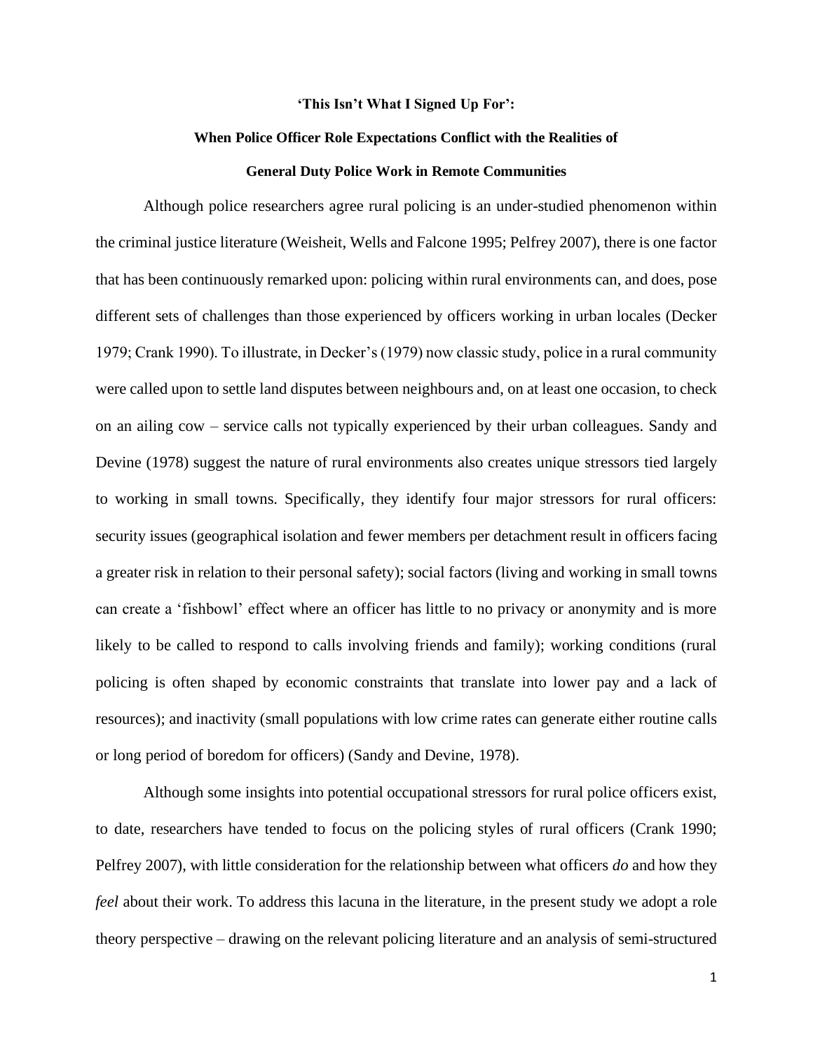# 'This Isn't What I Signed Up For':

# When Police Officer Role Expectations Conflict with the Realities of General Duty Police Work in Remote Communities

Although police researchers agree rural policing is an under-studied phenomenon within the criminal justice literature (Weisheit, Wells and Falcone 1995; Pelfrey 2007), there is one factor that has been continuously remarked upon: policing within rural environments can, and does, pose different sets of challenges than those experienced by officers working in urban locales (Decker 1979; Crank 1990). To illustrate, in Decker's (1979) now classic study, police in a rural community were called upon to settle land disputes between neighbours and, on at least one occasion, to check on an ailing cow – service calls not typically experienced by their urban colleagues. Sandy and Devine (1978) suggest the nature of rural environments also creates unique stressors tied largely to working in small towns. Specifically, they identify four major stressors for rural officers: security issues (geographical isolation and fewer members per detachment result in officers facing a greater risk in relation to their personal safety); social factors (living and working in small towns can create a 'fishbowl' effect where an officer has little to no privacy or anonymity and is more likely to be called to respond to calls involving friends and family); working conditions (rural policing is often shaped by economic constraints that translate into lower pay and a lack of resources); and inactivity (small populations with low crime rates can generate either routine calls or long period of boredom for officers) (Sandy and Devine, 1978).

Although some insights into potential occupational stressors for rural police officers exist, to date, researchers have tended to focus on the policing styles of rural officers (Crank 1990; Pelfrey 2007), with little consideration for the relationship between what officers *do* and how they *feel* about their work. To address this lacuna in the literature, in the present study we adopt a role theory perspective – drawing on the relevant policing literature and an analysis of semi-structured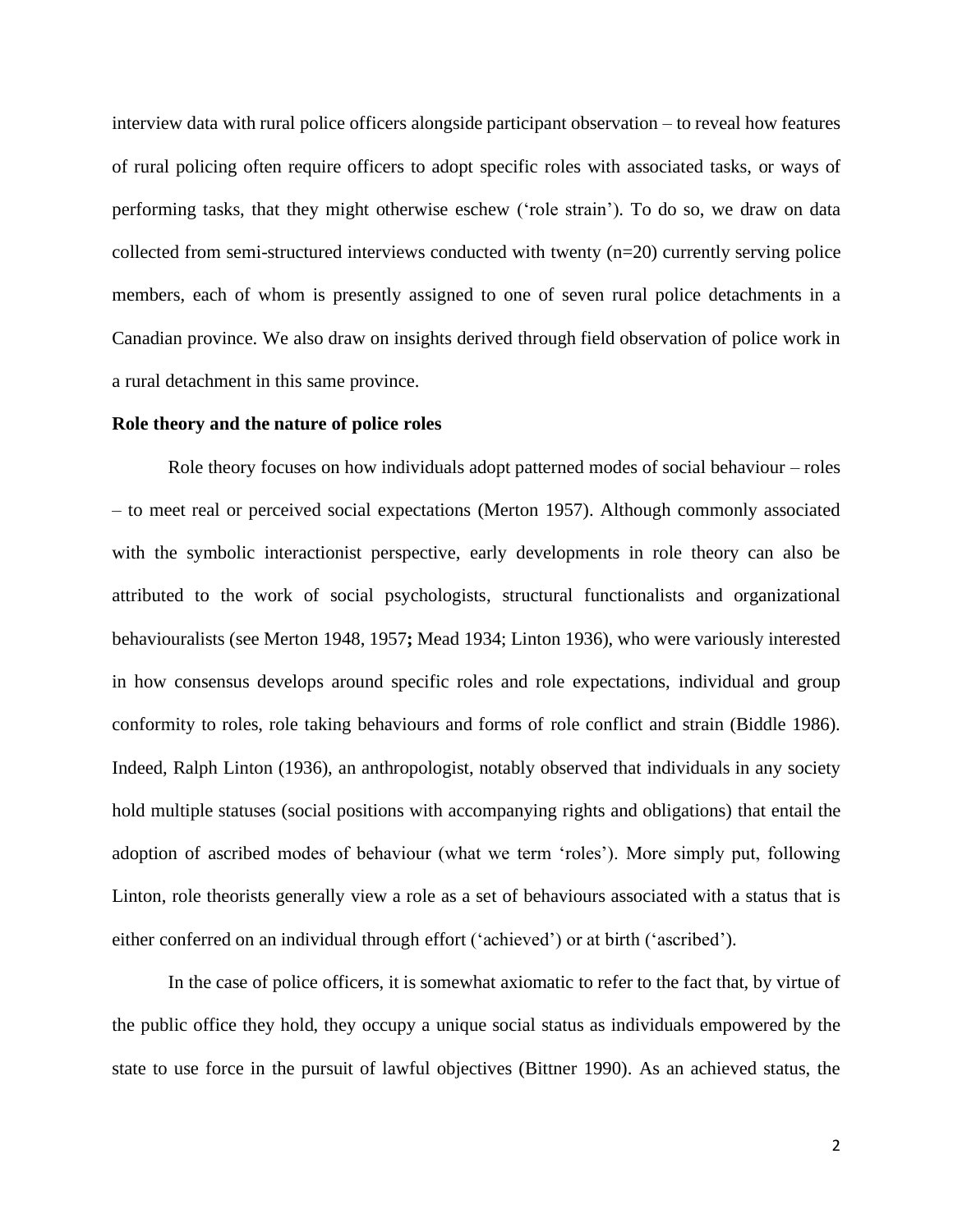interview data with rural police officers alongside participant observation – to reveal how features of rural policing often require officers to adopt specific roles with associated tasks, or ways of performing tasks, that they might otherwise eschew ('role strain'). To do so, we draw on data collected from semi-structured interviews conducted with twenty (n=20) currently serving police members, each of whom is presently assigned to one of seven rural police detachments in a Canadian province. We also draw on insights derived through field observation of police work in a rural detachment in this same province.

**Role theory and the nature of police roles**

Role theory focuses on how individuals adopt patterned modes of social behaviour – roles – to meet real or perceived social expectations (Merton 1957). Although commonly associated with the symbolic interactionist perspective, early developments in role theory can also be attributed to the work of social psychologists, structural functionalists and organizational behaviouralists (see Merton 1948, 1957**;** Mead 1934; Linton 1936), who were variously interested in how consensus develops around specific roles and role expectations, individual and group conformity to roles, role taking behaviours and forms of role conflict and strain (Biddle 1986). Indeed, Ralph Linton (1936), an anthropologist, notably observed that individuals in any society hold multiple statuses (social positions with accompanying rights and obligations) that entail the adoption of ascribed modes of behaviour (what we term 'roles'). More simply put, following Linton, role theorists generally view a role as a set of behaviours associated with a status that is either conferred on an individual through effort ('achieved') or at birth ('ascribed').

In the case of police officers, it is somewhat axiomatic to refer to the fact that, by virtue of the public office they hold, they occupy a unique social status as individuals empowered by the state to use force in the pursuit of lawful objectives (Bittner 1990). As an achieved status, the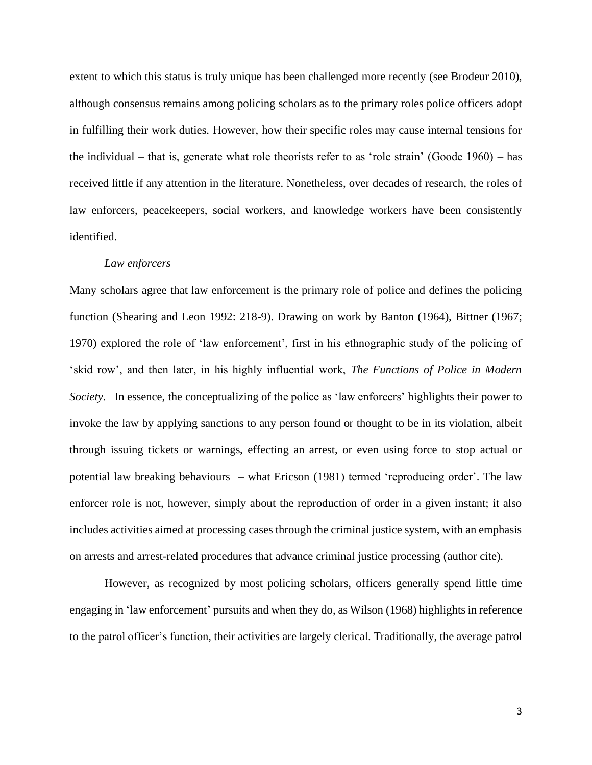extent to which this status is truly unique has been challenged more recently (see Brodeur 2010), although consensus remains among policing scholars as to the primary roles police officers adopt in fulfilling their work duties. However, how their specific roles may cause internal tensions for the individual – that is, generate what role theorists refer to as 'role strain' (Goode 1960) – has received little if any attention in the literature. Nonetheless, over decades of research, the roles of law enforcers, peacekeepers, social workers, and knowledge workers have been consistently identified.

### *Law enforcers*

Many scholars agree that law enforcement is the primary role of police and defines the policing function (Shearing and Leon 1992: 218-9). Drawing on work by Banton (1964), Bittner (1967; 1970) explored the role of 'law enforcement', first in his ethnographic study of the policing of 'skid row', and then later, in his highly influential work, *The Functions of Police in Modern Society*. In essence, the conceptualizing of the police as 'law enforcers' highlights their power to invoke the law by applying sanctions to any person found or thought to be in its violation, albeit through issuing tickets or warnings, effecting an arrest, or even using force to stop actual or potential law breaking behaviours – what Ericson (1981) termed 'reproducing order'. The law enforcer role is not, however, simply about the reproduction of order in a given instant; it also includes activities aimed at processing cases through the criminal justice system, with an emphasis on arrests and arrest-related procedures that advance criminal justice processing (author cite).

However, as recognized by most policing scholars, officers generally spend little time engaging in 'law enforcement' pursuits and when they do, as Wilson (1968) highlights in reference to the patrol officer's function, their activities are largely clerical. Traditionally, the average patrol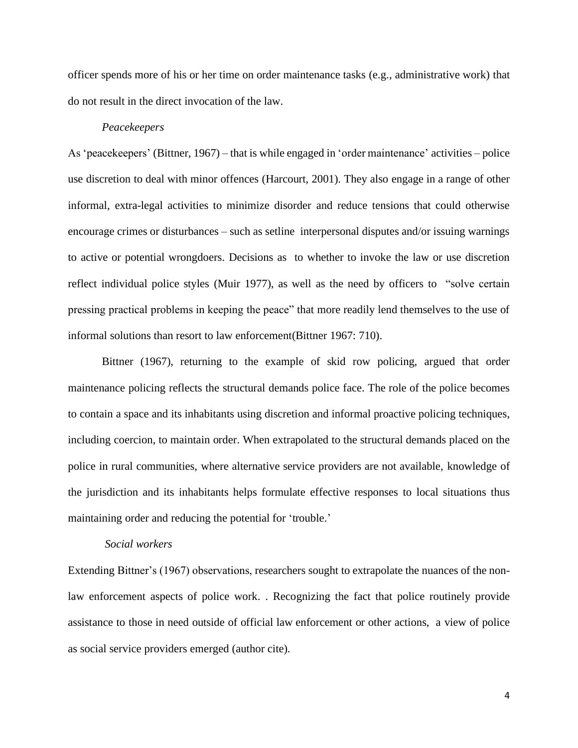officer spends more of his or her time on order maintenance tasks (e.g., administrative work) that do not result in the direct invocation of the law.

*Peacekeepers*

As 'peacekeepers' (Bittner, 1967) – that is while engaged in 'order maintenance' activities – police use discretion to deal with minor offences (Harcourt, 2001). They also engage in a range of other informal, extra-legal activities to minimize disorder and reduce tensions that could otherwise encourage crimes or disturbances – such as setline interpersonal disputes and/or issuing warnings to active or potential wrongdoers. Decisions as to whether to invoke the law or use discretion reflect individual police styles (Muir 1977), as well as the need by officers to "solve certain pressing practical problems in keeping the peace" that more readily lend themselves to the use of informal solutions than resort to law enforcement(Bittner 1967: 710).

Bittner (1967), returning to the example of skid row policing, argued that order maintenance policing reflects the structural demands police face. The role of the police becomes to contain a space and its inhabitants using discretion and informal proactive policing techniques, including coercion, to maintain order. When extrapolated to the structural demands placed on the police in rural communities, where alternative service providers are not available, knowledge of the jurisdiction and its inhabitants helps formulate effective responses to local situations thus maintaining order and reducing the potential for 'trouble.'

*Social workers*

Extending Bittner's (1967) observations, researchers sought to extrapolate the nuances of the non-law enforcement aspects of police work. . Recognizing the fact that police routinely provide assistance to those in need outside of official law enforcement or other actions, a view of police as social service providers emerged (author cite).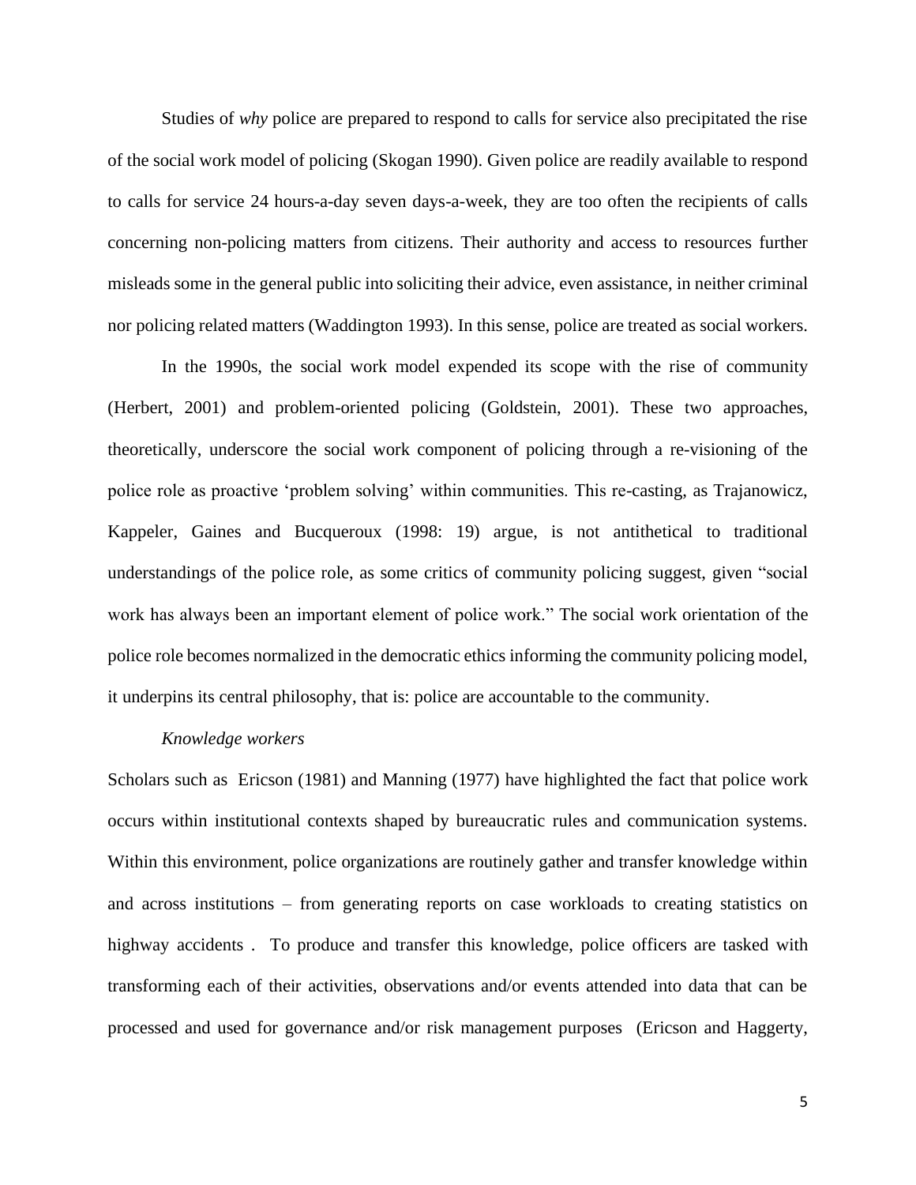Studies of *why* police are prepared to respond to calls for service also precipitated the rise of the social work model of policing (Skogan 1990). Given police are readily available to respond to calls for service 24 hours-a-day seven days-a-week, they are too often the recipients of calls concerning non-policing matters from citizens. Their authority and access to resources further misleads some in the general public into soliciting their advice, even assistance, in neither criminal nor policing related matters (Waddington 1993). In this sense, police are treated as social workers.

In the 1990s, the social work model expended its scope with the rise of community (Herbert, 2001) and problem-oriented policing (Goldstein, 2001). These two approaches, theoretically, underscore the social work component of policing through a re-visioning of the police role as proactive 'problem solving' within communities. This re-casting, as Trajanowicz, Kappeler, Gaines and Bucqueroux (1998: 19) argue, is not antithetical to traditional understandings of the police role, as some critics of community policing suggest, given "social work has always been an important element of police work." The social work orientation of the police role becomes normalized in the democratic ethics informing the community policing model, it underpins its central philosophy, that is: police are accountable to the community.

*Knowledge workers*

Scholars such as Ericson (1981) and Manning (1977) have highlighted the fact that police work occurs within institutional contexts shaped by bureaucratic rules and communication systems. Within this environment, police organizations are routinely gather and transfer knowledge within and across institutions – from generating reports on case workloads to creating statistics on highway accidents . To produce and transfer this knowledge, police officers are tasked with transforming each of their activities, observations and/or events attended into data that can be processed and used for governance and/or risk management purposes (Ericson and Haggerty,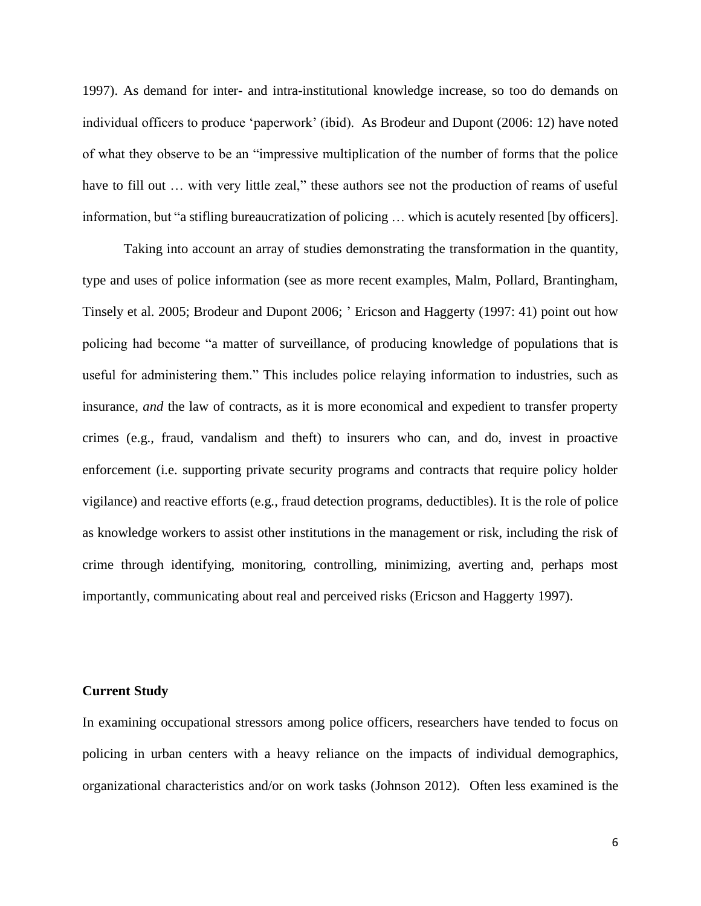1997). As demand for inter- and intra-institutional knowledge increase, so too do demands on individual officers to produce 'paperwork' (ibid). As Brodeur and Dupont (2006: 12) have noted of what they observe to be an "impressive multiplication of the number of forms that the police have to fill out … with very little zeal," these authors see not the production of reams of useful information, but "a stifling bureaucratization of policing … which is acutely resented [by officers].

Taking into account an array of studies demonstrating the transformation in the quantity, type and uses of police information (see as more recent examples, Malm, Pollard, Brantingham, Tinsely et al. 2005; Brodeur and Dupont 2006; ' Ericson and Haggerty (1997: 41) point out how policing had become "a matter of surveillance, of producing knowledge of populations that is useful for administering them." This includes police relaying information to industries, such as insurance, *and* the law of contracts, as it is more economical and expedient to transfer property crimes (e.g., fraud, vandalism and theft) to insurers who can, and do, invest in proactive enforcement (i.e. supporting private security programs and contracts that require policy holder vigilance) and reactive efforts (e.g., fraud detection programs, deductibles). It is the role of police as knowledge workers to assist other institutions in the management or risk, including the risk of crime through identifying, monitoring, controlling, minimizing, averting and, perhaps most importantly, communicating about real and perceived risks (Ericson and Haggerty 1997).

**Current Study**

In examining occupational stressors among police officers, researchers have tended to focus on policing in urban centers with a heavy reliance on the impacts of individual demographics, organizational characteristics and/or on work tasks (Johnson 2012). Often less examined is the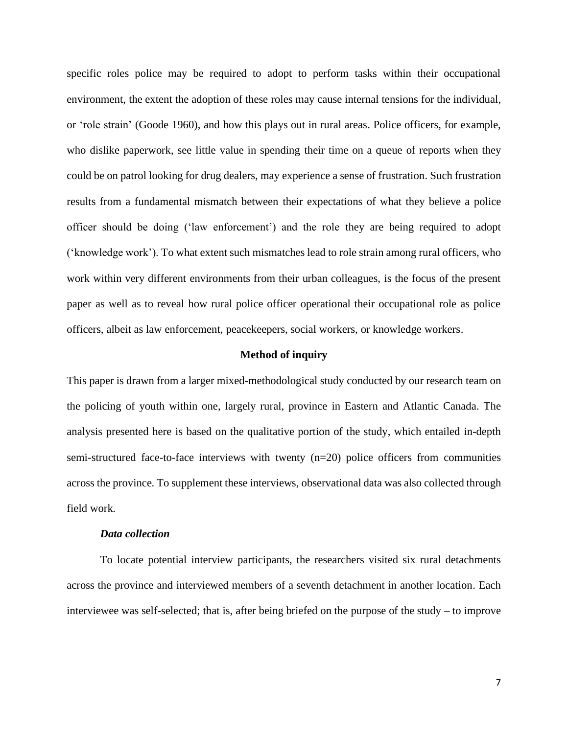specific roles police may be required to adopt to perform tasks within their occupational environment, the extent the adoption of these roles may cause internal tensions for the individual, or 'role strain' (Goode 1960), and how this plays out in rural areas. Police officers, for example, who dislike paperwork, see little value in spending their time on a queue of reports when they could be on patrol looking for drug dealers, may experience a sense of frustration. Such frustration results from a fundamental mismatch between their expectations of what they believe a police officer should be doing ('law enforcement') and the role they are being required to adopt ('knowledge work'). To what extent such mismatches lead to role strain among rural officers, who work within very different environments from their urban colleagues, is the focus of the present paper as well as to reveal how rural police officer operational their occupational role as police officers, albeit as law enforcement, peacekeepers, social workers, or knowledge workers.

## Method of inquiry

This paper is drawn from a larger mixed-methodological study conducted by our research team on the policing of youth within one, largely rural, province in Eastern and Atlantic Canada. The analysis presented here is based on the qualitative portion of the study, which entailed in-depth semi-structured face-to-face interviews with twenty (n=20) police officers from communities across the province. To supplement these interviews, observational data was also collected through field work.

### *Data collection*

To locate potential interview participants, the researchers visited six rural detachments across the province and interviewed members of a seventh detachment in another location. Each interviewee was self-selected; that is, after being briefed on the purpose of the study – to improve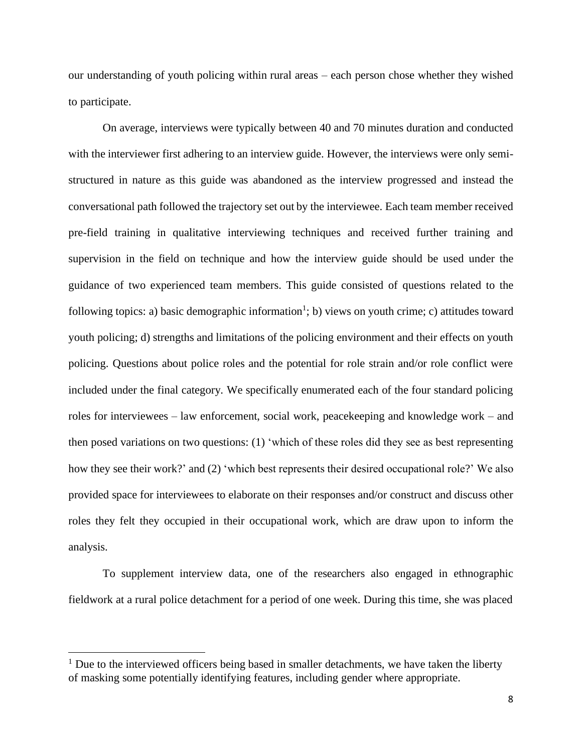our understanding of youth policing within rural areas – each person chose whether they wished to participate.

On average, interviews were typically between 40 and 70 minutes duration and conducted with the interviewer first adhering to an interview guide. However, the interviews were only semi-structured in nature as this guide was abandoned as the interview progressed and instead the conversational path followed the trajectory set out by the interviewee. Each team member received pre-field training in qualitative interviewing techniques and received further training and supervision in the field on technique and how the interview guide should be used under the guidance of two experienced team members. This guide consisted of questions related to the following topics: a) basic demographic information[1]; b) views on youth crime; c) attitudes toward youth policing; d) strengths and limitations of the policing environment and their effects on youth policing. Questions about police roles and the potential for role strain and/or role conflict were included under the final category. We specifically enumerated each of the four standard policing roles for interviewees – law enforcement, social work, peacekeeping and knowledge work – and then posed variations on two questions: (1) 'which of these roles did they see as best representing how they see their work?' and (2) 'which best represents their desired occupational role?' We also provided space for interviewees to elaborate on their responses and/or construct and discuss other roles they felt they occupied in their occupational work, which are draw upon to inform the analysis.

To supplement interview data, one of the researchers also engaged in ethnographic fieldwork at a rural police detachment for a period of one week. During this time, she was placed

[1] Due to the interviewed officers being based in smaller detachments, we have taken the liberty of masking some potentially identifying features, including gender where appropriate.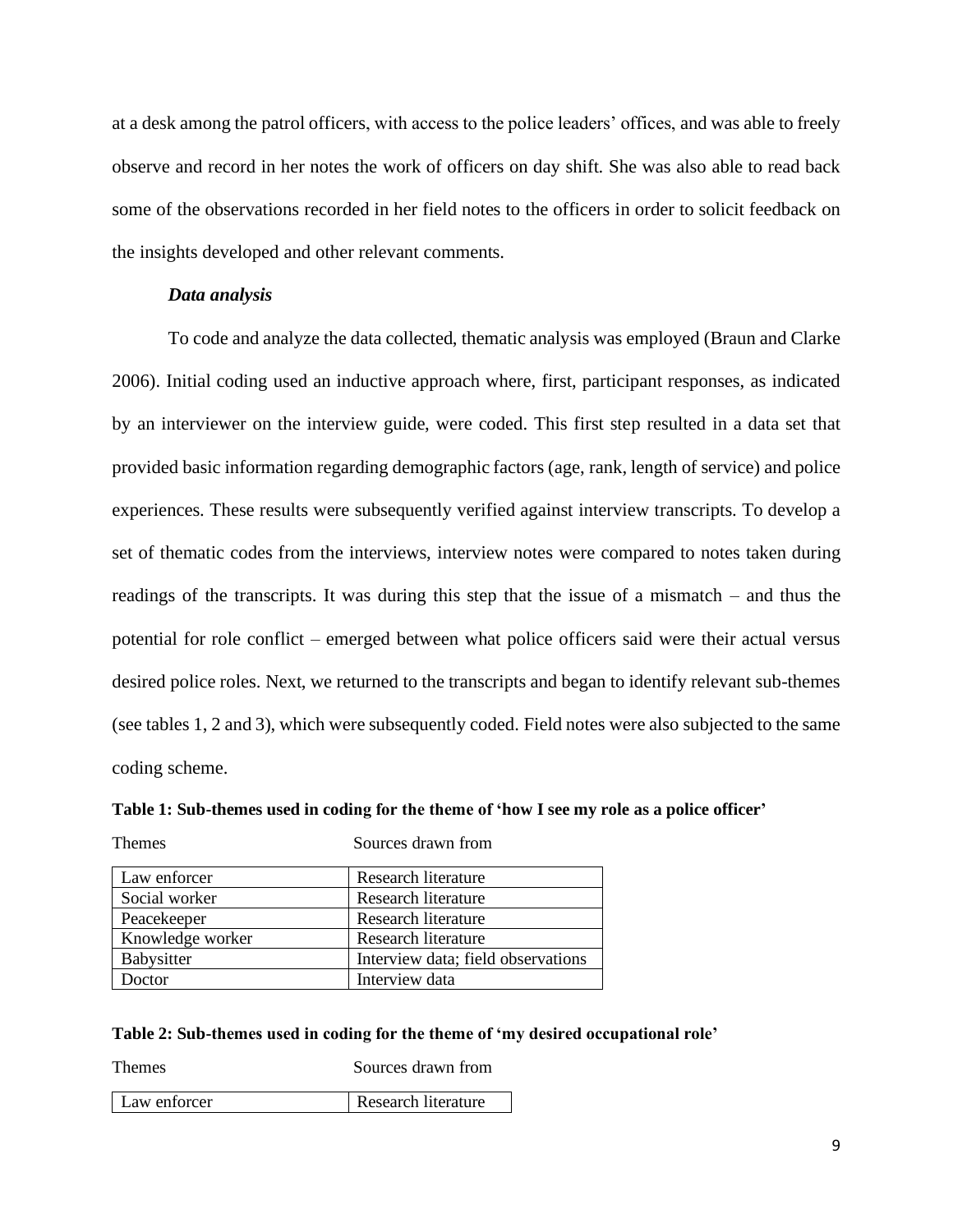at a desk among the patrol officers, with access to the police leaders' offices, and was able to freely observe and record in her notes the work of officers on day shift. She was also able to read back some of the observations recorded in her field notes to the officers in order to solicit feedback on the insights developed and other relevant comments.

### *Data analysis*

To code and analyze the data collected, thematic analysis was employed (Braun and Clarke 2006). Initial coding used an inductive approach where, first, participant responses, as indicated by an interviewer on the interview guide, were coded. This first step resulted in a data set that provided basic information regarding demographic factors (age, rank, length of service) and police experiences. These results were subsequently verified against interview transcripts. To develop a set of thematic codes from the interviews, interview notes were compared to notes taken during readings of the transcripts. It was during this step that the issue of a mismatch – and thus the potential for role conflict – emerged between what police officers said were their actual versus desired police roles. Next, we returned to the transcripts and began to identify relevant sub-themes (see tables 1, 2 and 3), which were subsequently coded. Field notes were also subjected to the same coding scheme.

**Table 1: Sub-themes used in coding for the theme of 'how I see my role as a police officer'**

| Themes | Sources drawn from |
|---|---|
| Law enforcer | Research literature |
| Social worker | Research literature |
| Peacekeeper | Research literature |
| Knowledge worker | Research literature |
| Babysitter | Interview data; field observations |
| Doctor | Interview data |

**Table 2: Sub-themes used in coding for the theme of 'my desired occupational role'**

| Themes | Sources drawn from |
|---|---|
| Law enforcer | Research literature |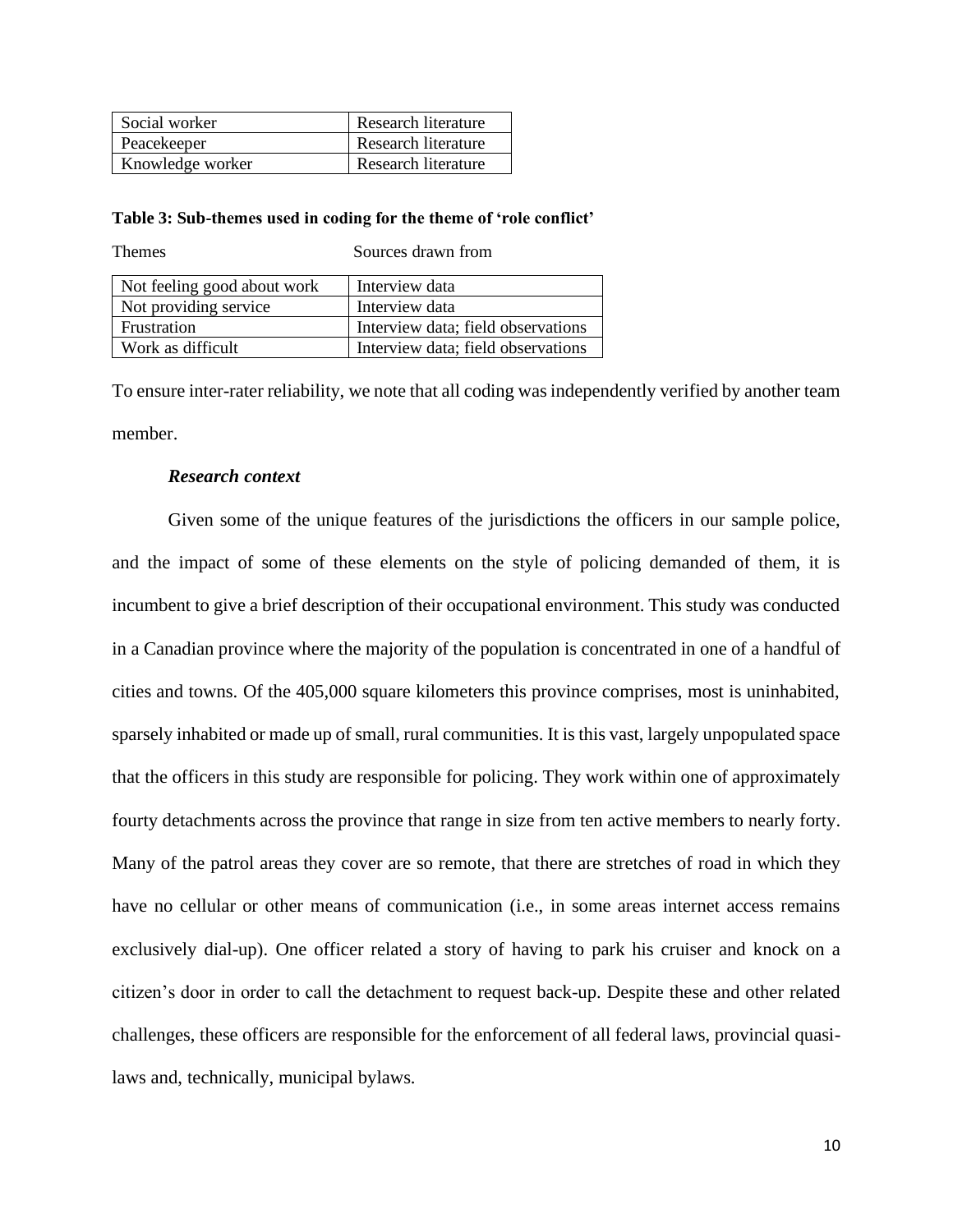| Social worker | Research literature |
| --- | --- |
| Peacekeeper | Research literature |
| Knowledge worker | Research literature |

**Table 3: Sub-themes used in coding for the theme of 'role conflict'**

| Themes | Sources drawn from |
| --- | --- |
| Not feeling good about work | Interview data |
| Not providing service | Interview data |
| Frustration | Interview data; field observations |
| Work as difficult | Interview data; field observations |

To ensure inter-rater reliability, we note that all coding was independently verified by another team member.

***Research context***

Given some of the unique features of the jurisdictions the officers in our sample police, and the impact of some of these elements on the style of policing demanded of them, it is incumbent to give a brief description of their occupational environment. This study was conducted in a Canadian province where the majority of the population is concentrated in one of a handful of cities and towns. Of the 405,000 square kilometers this province comprises, most is uninhabited, sparsely inhabited or made up of small, rural communities. It is this vast, largely unpopulated space that the officers in this study are responsible for policing. They work within one of approximately fourty detachments across the province that range in size from ten active members to nearly forty. Many of the patrol areas they cover are so remote, that there are stretches of road in which they have no cellular or other means of communication (i.e., in some areas internet access remains exclusively dial-up). One officer related a story of having to park his cruiser and knock on a citizen's door in order to call the detachment to request back-up. Despite these and other related challenges, these officers are responsible for the enforcement of all federal laws, provincial quasi-laws and, technically, municipal bylaws.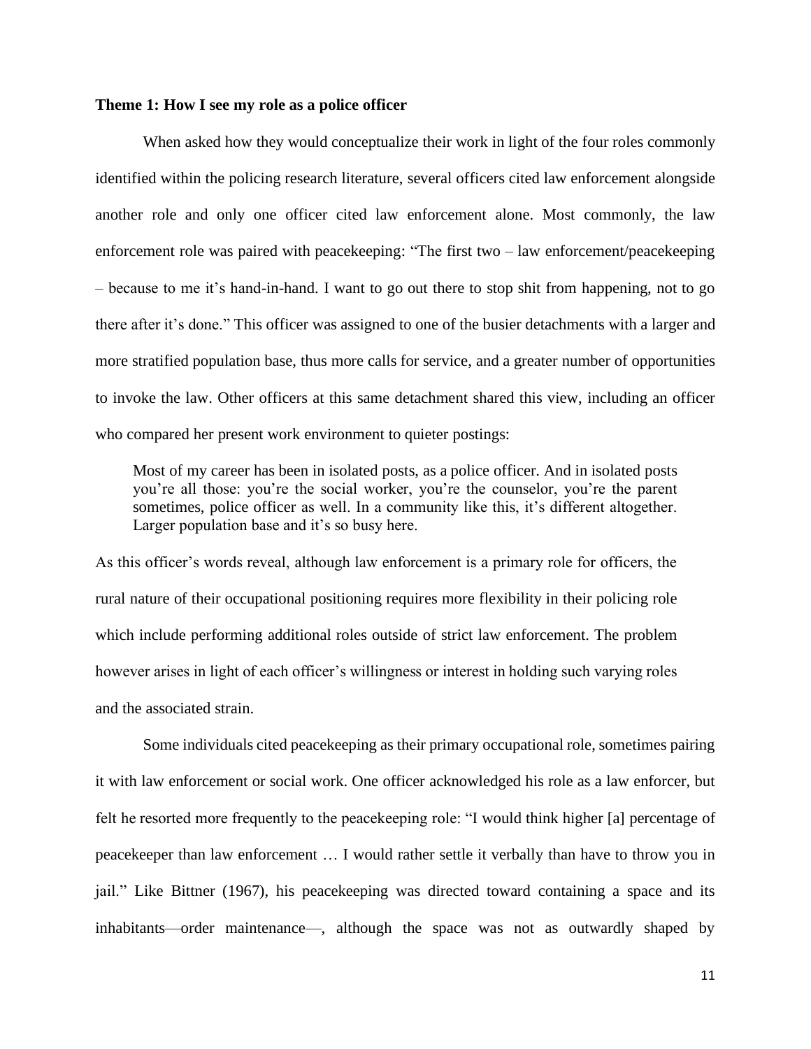**Theme 1: How I see my role as a police officer**

When asked how they would conceptualize their work in light of the four roles commonly identified within the policing research literature, several officers cited law enforcement alongside another role and only one officer cited law enforcement alone. Most commonly, the law enforcement role was paired with peacekeeping: "The first two – law enforcement/peacekeeping – because to me it's hand-in-hand. I want to go out there to stop shit from happening, not to go there after it's done." This officer was assigned to one of the busier detachments with a larger and more stratified population base, thus more calls for service, and a greater number of opportunities to invoke the law. Other officers at this same detachment shared this view, including an officer who compared her present work environment to quieter postings:

> Most of my career has been in isolated posts, as a police officer. And in isolated posts you're all those: you're the social worker, you're the counselor, you're the parent sometimes, police officer as well. In a community like this, it's different altogether. Larger population base and it's so busy here.

As this officer's words reveal, although law enforcement is a primary role for officers, the rural nature of their occupational positioning requires more flexibility in their policing role which include performing additional roles outside of strict law enforcement. The problem however arises in light of each officer's willingness or interest in holding such varying roles and the associated strain.

Some individuals cited peacekeeping as their primary occupational role, sometimes pairing it with law enforcement or social work. One officer acknowledged his role as a law enforcer, but felt he resorted more frequently to the peacekeeping role: "I would think higher [a] percentage of peacekeeper than law enforcement … I would rather settle it verbally than have to throw you in jail." Like Bittner (1967), his peacekeeping was directed toward containing a space and its inhabitants—order maintenance—, although the space was not as outwardly shaped by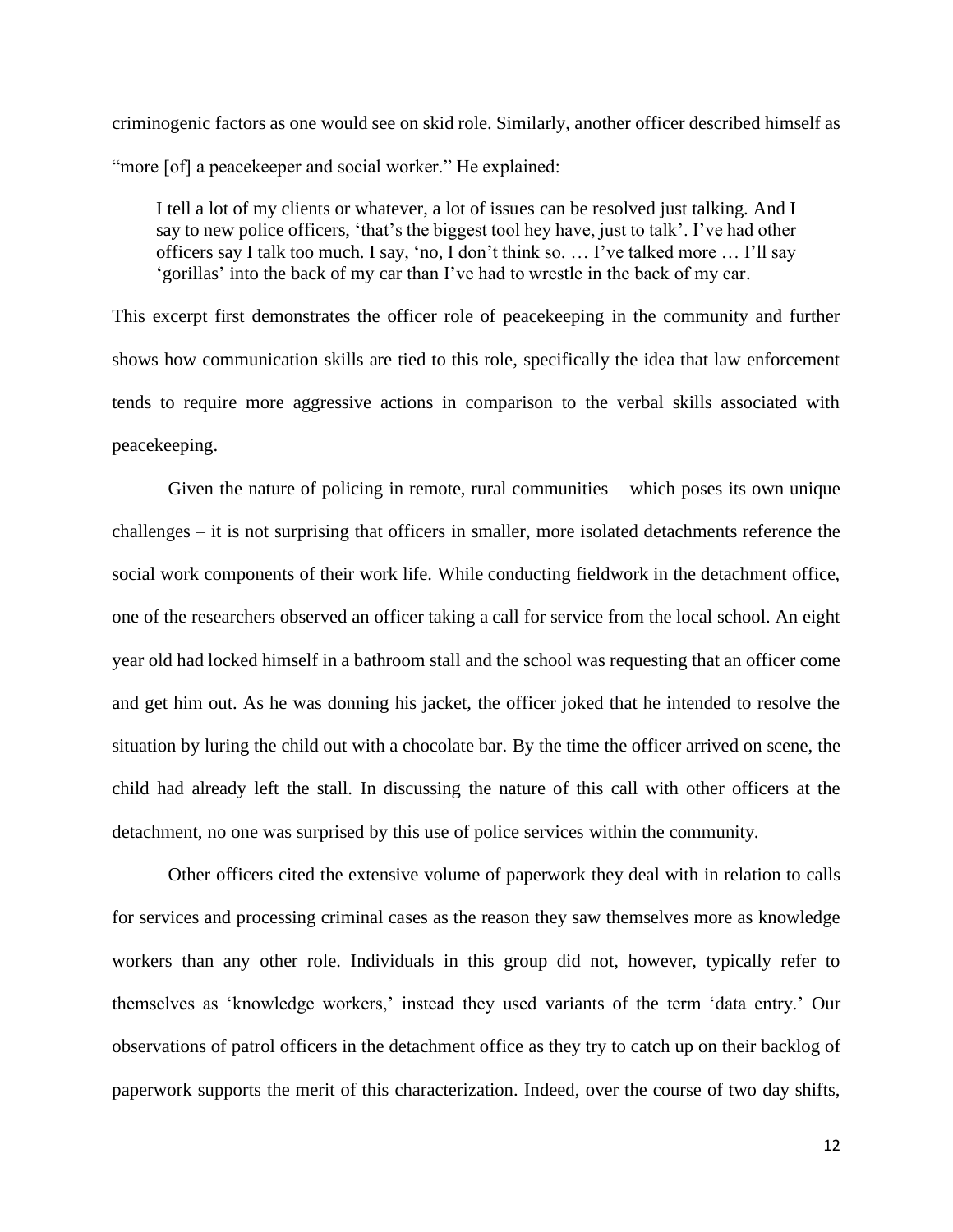criminogenic factors as one would see on skid role. Similarly, another officer described himself as "more [of] a peacekeeper and social worker." He explained:

> I tell a lot of my clients or whatever, a lot of issues can be resolved just talking. And I say to new police officers, 'that's the biggest tool hey have, just to talk'. I've had other officers say I talk too much. I say, 'no, I don't think so. … I've talked more … I'll say 'gorillas' into the back of my car than I've had to wrestle in the back of my car.

This excerpt first demonstrates the officer role of peacekeeping in the community and further shows how communication skills are tied to this role, specifically the idea that law enforcement tends to require more aggressive actions in comparison to the verbal skills associated with peacekeeping.

Given the nature of policing in remote, rural communities – which poses its own unique challenges – it is not surprising that officers in smaller, more isolated detachments reference the social work components of their work life. While conducting fieldwork in the detachment office, one of the researchers observed an officer taking a call for service from the local school. An eight year old had locked himself in a bathroom stall and the school was requesting that an officer come and get him out. As he was donning his jacket, the officer joked that he intended to resolve the situation by luring the child out with a chocolate bar. By the time the officer arrived on scene, the child had already left the stall. In discussing the nature of this call with other officers at the detachment, no one was surprised by this use of police services within the community.

Other officers cited the extensive volume of paperwork they deal with in relation to calls for services and processing criminal cases as the reason they saw themselves more as knowledge workers than any other role. Individuals in this group did not, however, typically refer to themselves as 'knowledge workers,' instead they used variants of the term 'data entry.' Our observations of patrol officers in the detachment office as they try to catch up on their backlog of paperwork supports the merit of this characterization. Indeed, over the course of two day shifts,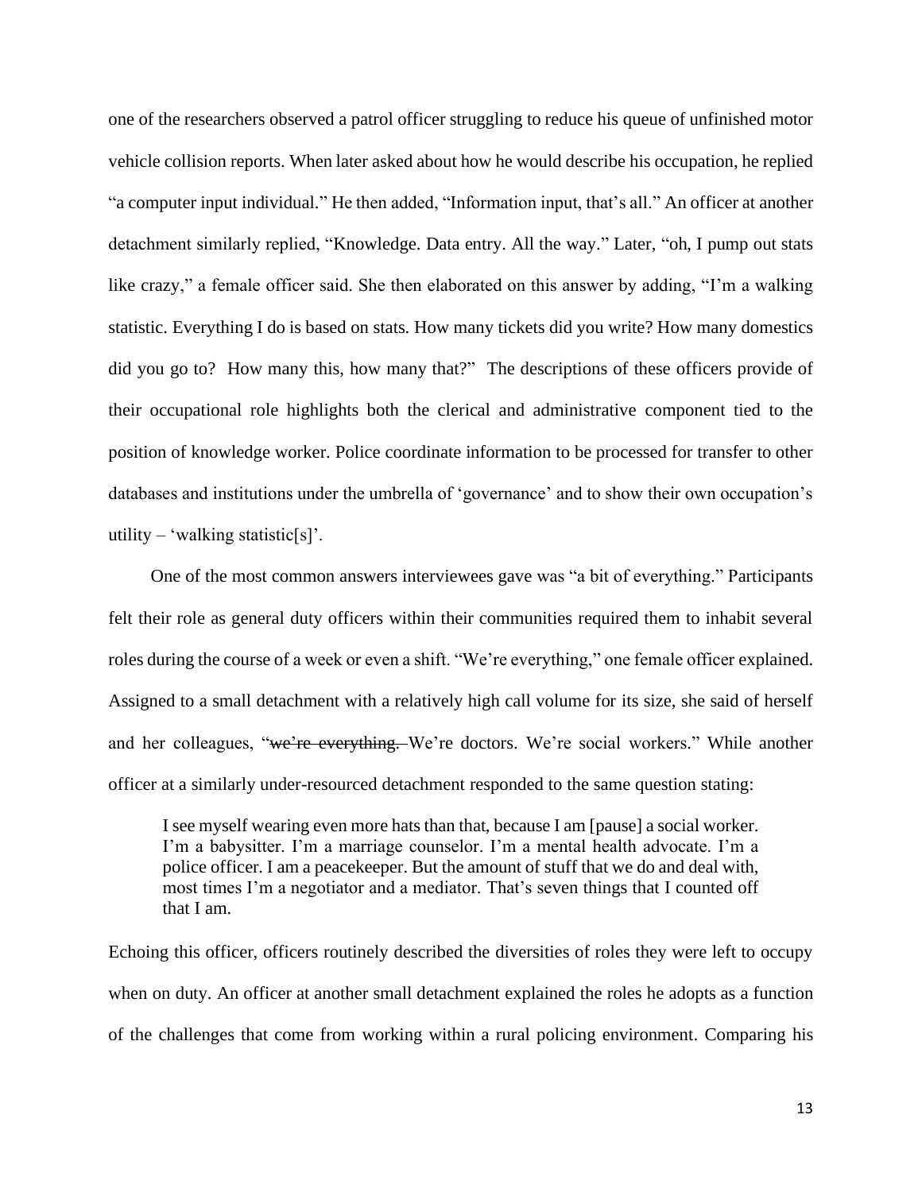one of the researchers observed a patrol officer struggling to reduce his queue of unfinished motor vehicle collision reports. When later asked about how he would describe his occupation, he replied "a computer input individual." He then added, "Information input, that's all." An officer at another detachment similarly replied, "Knowledge. Data entry. All the way." Later, "oh, I pump out stats like crazy," a female officer said. She then elaborated on this answer by adding, "I'm a walking statistic. Everything I do is based on stats. How many tickets did you write? How many domestics did you go to? How many this, how many that?" The descriptions of these officers provide of their occupational role highlights both the clerical and administrative component tied to the position of knowledge worker. Police coordinate information to be processed for transfer to other databases and institutions under the umbrella of 'governance' and to show their own occupation's utility – 'walking statistic[s]'.

One of the most common answers interviewees gave was "a bit of everything." Participants felt their role as general duty officers within their communities required them to inhabit several roles during the course of a week or even a shift. "We're everything," one female officer explained. Assigned to a small detachment with a relatively high call volume for its size, she said of herself and her colleagues, "~~we're everything.~~ We're doctors. We're social workers." While another officer at a similarly under-resourced detachment responded to the same question stating:

> I see myself wearing even more hats than that, because I am [pause] a social worker. I'm a babysitter. I'm a marriage counselor. I'm a mental health advocate. I'm a police officer. I am a peacekeeper. But the amount of stuff that we do and deal with, most times I'm a negotiator and a mediator. That's seven things that I counted off that I am.

Echoing this officer, officers routinely described the diversities of roles they were left to occupy when on duty. An officer at another small detachment explained the roles he adopts as a function of the challenges that come from working within a rural policing environment. Comparing his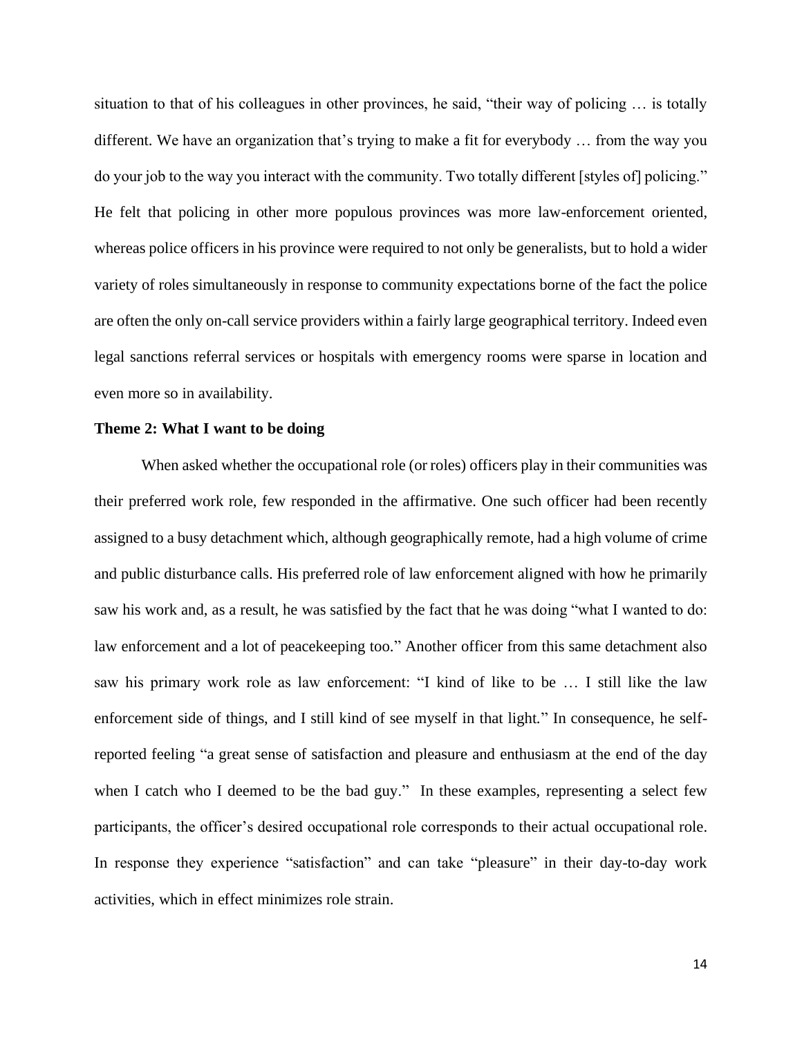situation to that of his colleagues in other provinces, he said, "their way of policing … is totally different. We have an organization that's trying to make a fit for everybody … from the way you do your job to the way you interact with the community. Two totally different [styles of] policing." He felt that policing in other more populous provinces was more law-enforcement oriented, whereas police officers in his province were required to not only be generalists, but to hold a wider variety of roles simultaneously in response to community expectations borne of the fact the police are often the only on-call service providers within a fairly large geographical territory. Indeed even legal sanctions referral services or hospitals with emergency rooms were sparse in location and even more so in availability.

### Theme 2: What I want to be doing

When asked whether the occupational role (or roles) officers play in their communities was their preferred work role, few responded in the affirmative. One such officer had been recently assigned to a busy detachment which, although geographically remote, had a high volume of crime and public disturbance calls. His preferred role of law enforcement aligned with how he primarily saw his work and, as a result, he was satisfied by the fact that he was doing "what I wanted to do: law enforcement and a lot of peacekeeping too." Another officer from this same detachment also saw his primary work role as law enforcement: "I kind of like to be … I still like the law enforcement side of things, and I still kind of see myself in that light." In consequence, he self-reported feeling "a great sense of satisfaction and pleasure and enthusiasm at the end of the day when I catch who I deemed to be the bad guy." In these examples, representing a select few participants, the officer's desired occupational role corresponds to their actual occupational role. In response they experience "satisfaction" and can take "pleasure" in their day-to-day work activities, which in effect minimizes role strain.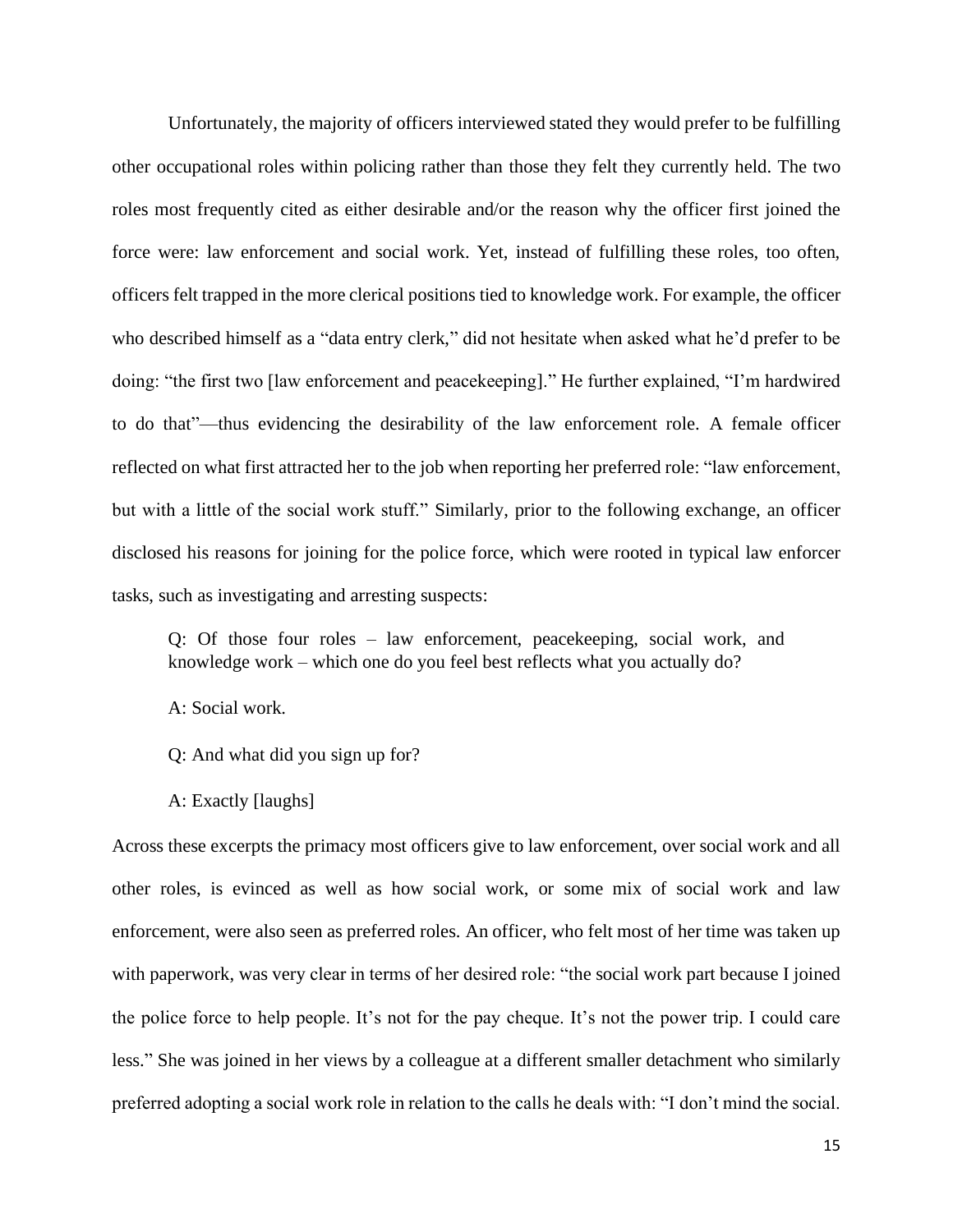Unfortunately, the majority of officers interviewed stated they would prefer to be fulfilling other occupational roles within policing rather than those they felt they currently held. The two roles most frequently cited as either desirable and/or the reason why the officer first joined the force were: law enforcement and social work. Yet, instead of fulfilling these roles, too often, officers felt trapped in the more clerical positions tied to knowledge work. For example, the officer who described himself as a "data entry clerk," did not hesitate when asked what he'd prefer to be doing: "the first two [law enforcement and peacekeeping]." He further explained, "I'm hardwired to do that"—thus evidencing the desirability of the law enforcement role. A female officer reflected on what first attracted her to the job when reporting her preferred role: "law enforcement, but with a little of the social work stuff." Similarly, prior to the following exchange, an officer disclosed his reasons for joining for the police force, which were rooted in typical law enforcer tasks, such as investigating and arresting suspects:

> Q: Of those four roles – law enforcement, peacekeeping, social work, and knowledge work – which one do you feel best reflects what you actually do?
>
> A: Social work.
>
> Q: And what did you sign up for?
>
> A: Exactly [laughs]

Across these excerpts the primacy most officers give to law enforcement, over social work and all other roles, is evinced as well as how social work, or some mix of social work and law enforcement, were also seen as preferred roles. An officer, who felt most of her time was taken up with paperwork, was very clear in terms of her desired role: "the social work part because I joined the police force to help people. It's not for the pay cheque. It's not the power trip. I could care less." She was joined in her views by a colleague at a different smaller detachment who similarly preferred adopting a social work role in relation to the calls he deals with: "I don't mind the social.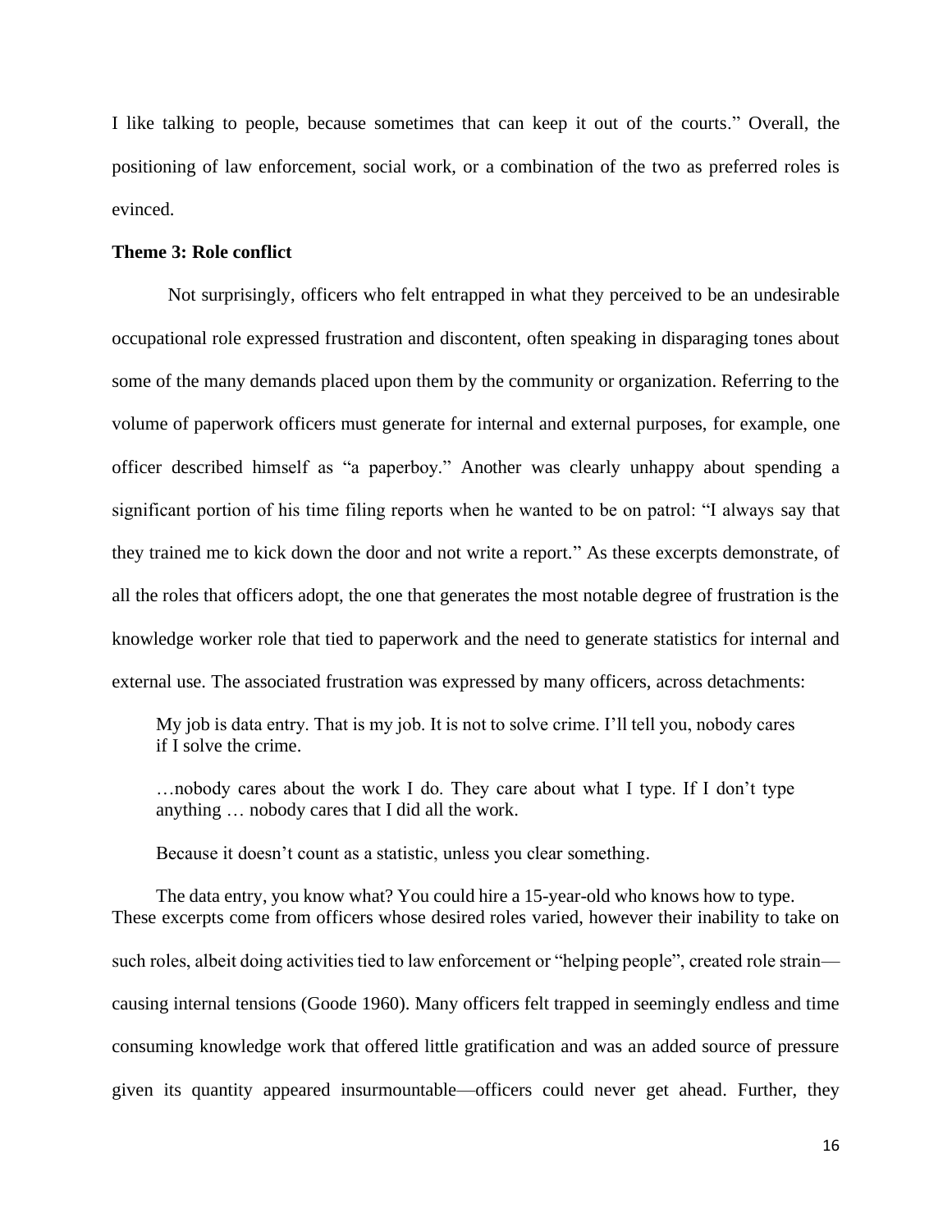I like talking to people, because sometimes that can keep it out of the courts." Overall, the positioning of law enforcement, social work, or a combination of the two as preferred roles is evinced.

**Theme 3: Role conflict**

Not surprisingly, officers who felt entrapped in what they perceived to be an undesirable occupational role expressed frustration and discontent, often speaking in disparaging tones about some of the many demands placed upon them by the community or organization. Referring to the volume of paperwork officers must generate for internal and external purposes, for example, one officer described himself as "a paperboy." Another was clearly unhappy about spending a significant portion of his time filing reports when he wanted to be on patrol: "I always say that they trained me to kick down the door and not write a report." As these excerpts demonstrate, of all the roles that officers adopt, the one that generates the most notable degree of frustration is the knowledge worker role that tied to paperwork and the need to generate statistics for internal and external use. The associated frustration was expressed by many officers, across detachments:

> My job is data entry. That is my job. It is not to solve crime. I'll tell you, nobody cares if I solve the crime.
>
> …nobody cares about the work I do. They care about what I type. If I don't type anything … nobody cares that I did all the work.
>
> Because it doesn't count as a statistic, unless you clear something.
>
> The data entry, you know what? You could hire a 15-year-old who knows how to type.

These excerpts come from officers whose desired roles varied, however their inability to take on such roles, albeit doing activities tied to law enforcement or "helping people", created role strain—causing internal tensions (Goode 1960). Many officers felt trapped in seemingly endless and time consuming knowledge work that offered little gratification and was an added source of pressure given its quantity appeared insurmountable—officers could never get ahead. Further, they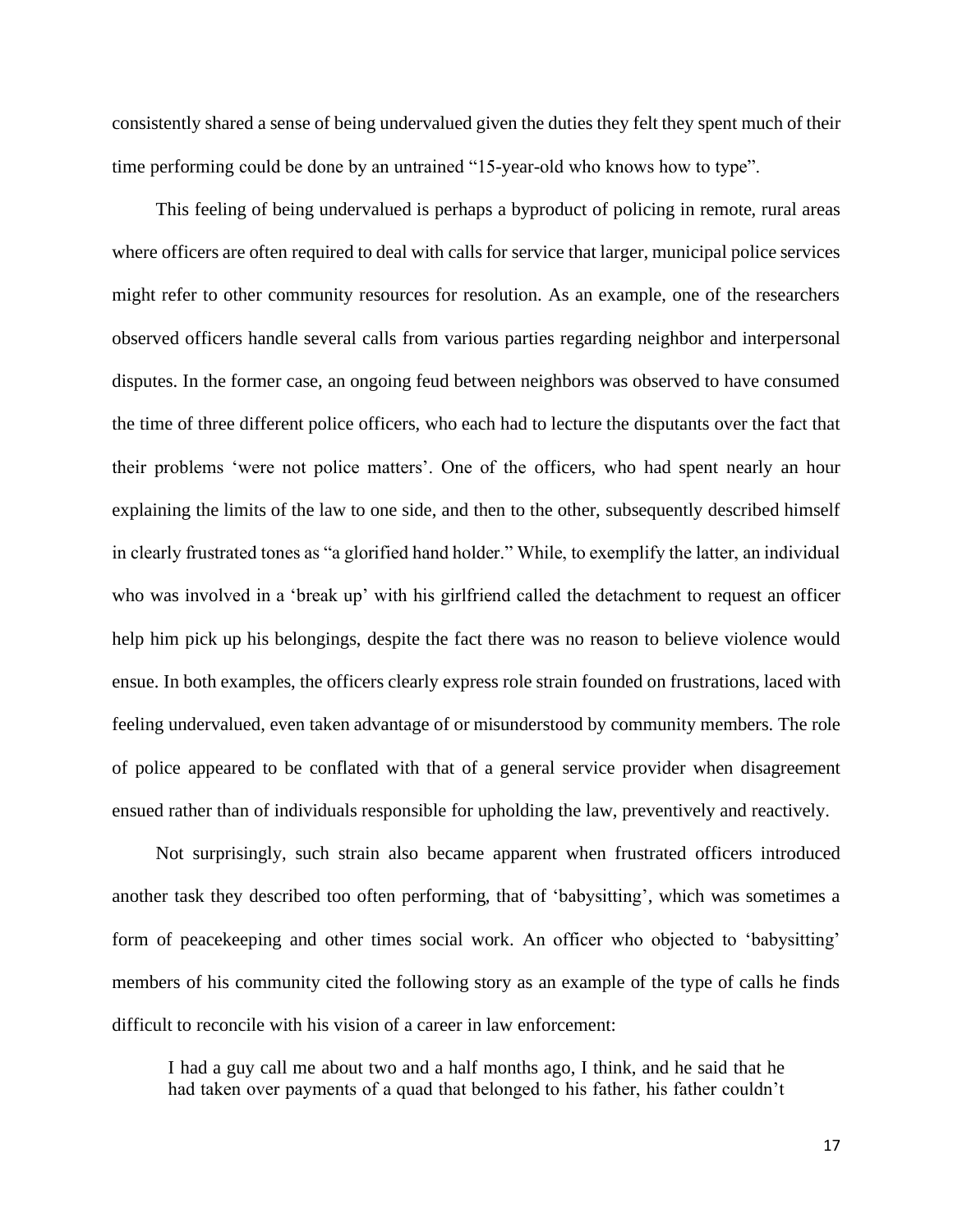consistently shared a sense of being undervalued given the duties they felt they spent much of their time performing could be done by an untrained "15-year-old who knows how to type".

This feeling of being undervalued is perhaps a byproduct of policing in remote, rural areas where officers are often required to deal with calls for service that larger, municipal police services might refer to other community resources for resolution. As an example, one of the researchers observed officers handle several calls from various parties regarding neighbor and interpersonal disputes. In the former case, an ongoing feud between neighbors was observed to have consumed the time of three different police officers, who each had to lecture the disputants over the fact that their problems 'were not police matters'. One of the officers, who had spent nearly an hour explaining the limits of the law to one side, and then to the other, subsequently described himself in clearly frustrated tones as "a glorified hand holder." While, to exemplify the latter, an individual who was involved in a 'break up' with his girlfriend called the detachment to request an officer help him pick up his belongings, despite the fact there was no reason to believe violence would ensue. In both examples, the officers clearly express role strain founded on frustrations, laced with feeling undervalued, even taken advantage of or misunderstood by community members. The role of police appeared to be conflated with that of a general service provider when disagreement ensued rather than of individuals responsible for upholding the law, preventively and reactively.

Not surprisingly, such strain also became apparent when frustrated officers introduced another task they described too often performing, that of 'babysitting', which was sometimes a form of peacekeeping and other times social work. An officer who objected to 'babysitting' members of his community cited the following story as an example of the type of calls he finds difficult to reconcile with his vision of a career in law enforcement:

> I had a guy call me about two and a half months ago, I think, and he said that he had taken over payments of a quad that belonged to his father, his father couldn't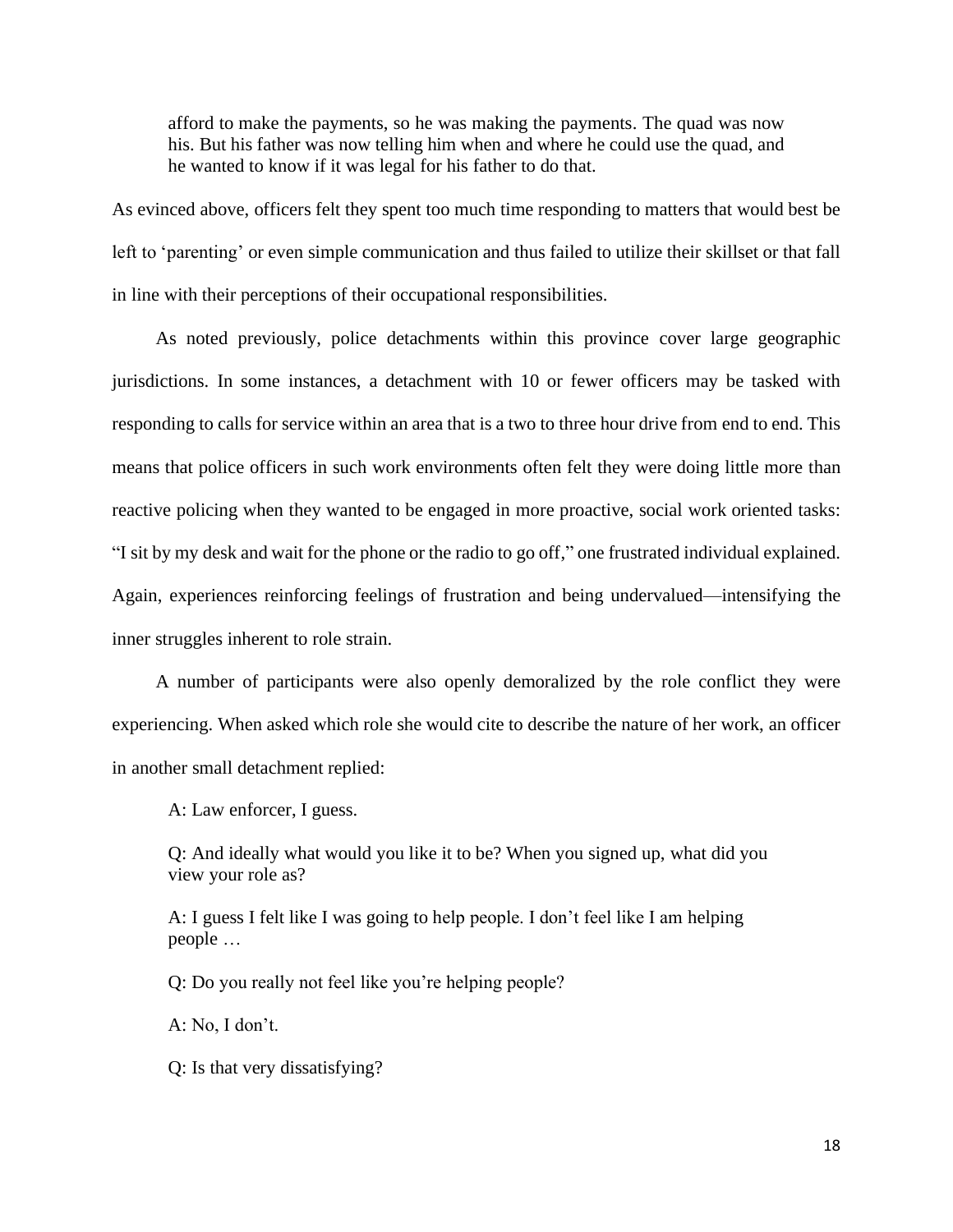> afford to make the payments, so he was making the payments. The quad was now his. But his father was now telling him when and where he could use the quad, and he wanted to know if it was legal for his father to do that.

As evinced above, officers felt they spent too much time responding to matters that would best be left to 'parenting' or even simple communication and thus failed to utilize their skillset or that fall in line with their perceptions of their occupational responsibilities.

As noted previously, police detachments within this province cover large geographic jurisdictions. In some instances, a detachment with 10 or fewer officers may be tasked with responding to calls for service within an area that is a two to three hour drive from end to end. This means that police officers in such work environments often felt they were doing little more than reactive policing when they wanted to be engaged in more proactive, social work oriented tasks: "I sit by my desk and wait for the phone or the radio to go off," one frustrated individual explained. Again, experiences reinforcing feelings of frustration and being undervalued—intensifying the inner struggles inherent to role strain.

A number of participants were also openly demoralized by the role conflict they were experiencing. When asked which role she would cite to describe the nature of her work, an officer in another small detachment replied:

> A: Law enforcer, I guess.
>
> Q: And ideally what would you like it to be? When you signed up, what did you view your role as?
>
> A: I guess I felt like I was going to help people. I don't feel like I am helping people …
>
> Q: Do you really not feel like you're helping people?
>
> A: No, I don't.
>
> Q: Is that very dissatisfying?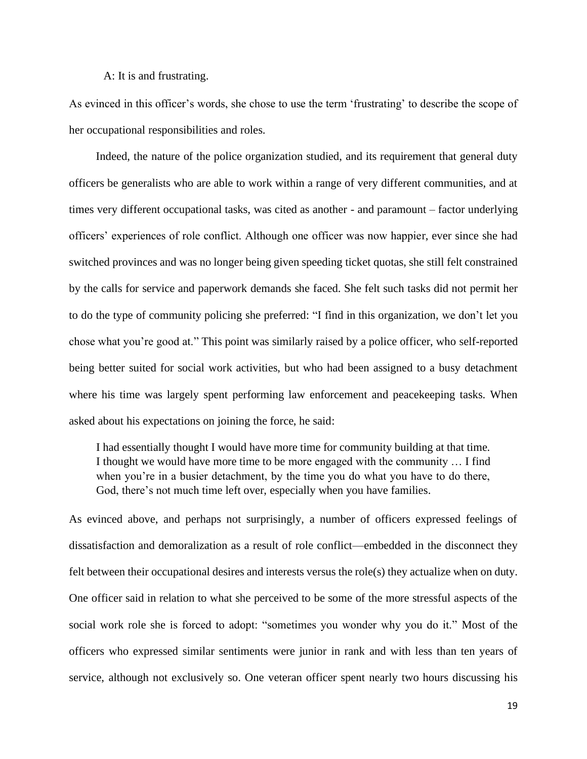A: It is and frustrating.

As evinced in this officer's words, she chose to use the term 'frustrating' to describe the scope of her occupational responsibilities and roles.

Indeed, the nature of the police organization studied, and its requirement that general duty officers be generalists who are able to work within a range of very different communities, and at times very different occupational tasks, was cited as another - and paramount – factor underlying officers' experiences of role conflict. Although one officer was now happier, ever since she had switched provinces and was no longer being given speeding ticket quotas, she still felt constrained by the calls for service and paperwork demands she faced. She felt such tasks did not permit her to do the type of community policing she preferred: "I find in this organization, we don't let you chose what you're good at." This point was similarly raised by a police officer, who self-reported being better suited for social work activities, but who had been assigned to a busy detachment where his time was largely spent performing law enforcement and peacekeeping tasks. When asked about his expectations on joining the force, he said:

> I had essentially thought I would have more time for community building at that time. I thought we would have more time to be more engaged with the community … I find when you're in a busier detachment, by the time you do what you have to do there, God, there's not much time left over, especially when you have families.

As evinced above, and perhaps not surprisingly, a number of officers expressed feelings of dissatisfaction and demoralization as a result of role conflict—embedded in the disconnect they felt between their occupational desires and interests versus the role(s) they actualize when on duty. One officer said in relation to what she perceived to be some of the more stressful aspects of the social work role she is forced to adopt: "sometimes you wonder why you do it." Most of the officers who expressed similar sentiments were junior in rank and with less than ten years of service, although not exclusively so. One veteran officer spent nearly two hours discussing his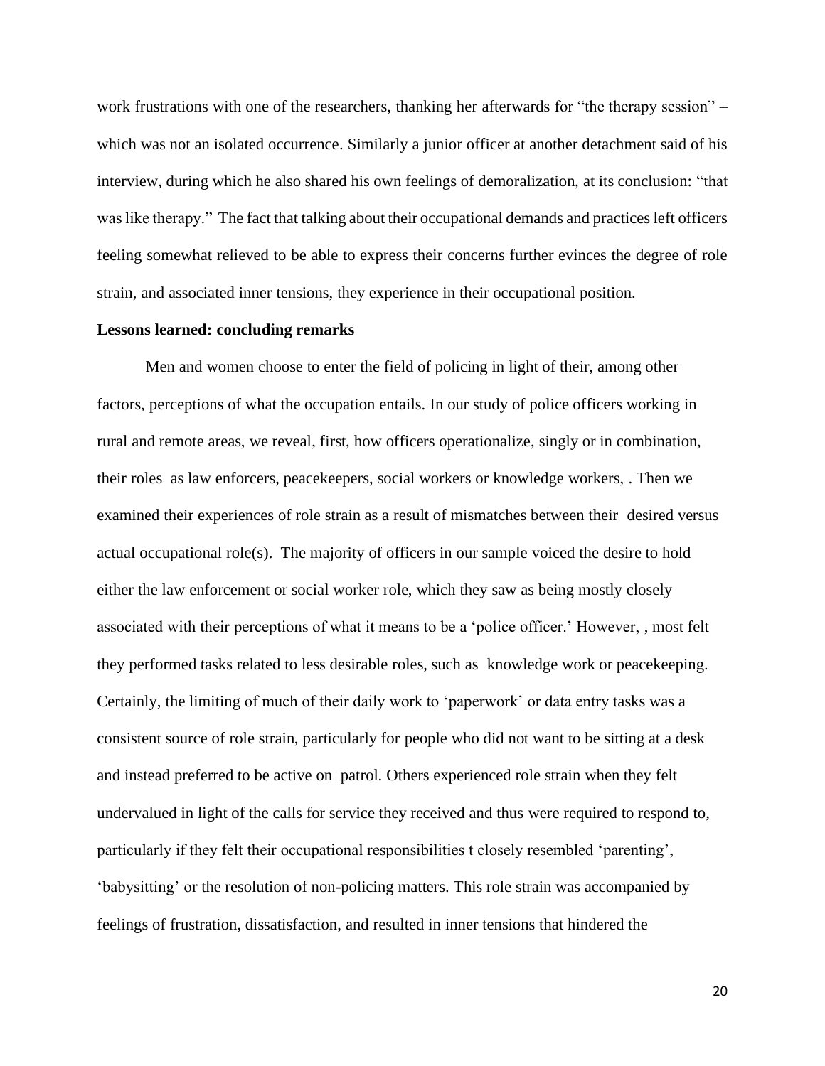work frustrations with one of the researchers, thanking her afterwards for "the therapy session" – which was not an isolated occurrence. Similarly a junior officer at another detachment said of his interview, during which he also shared his own feelings of demoralization, at its conclusion: "that was like therapy." The fact that talking about their occupational demands and practices left officers feeling somewhat relieved to be able to express their concerns further evinces the degree of role strain, and associated inner tensions, they experience in their occupational position.

**Lessons learned: concluding remarks**

Men and women choose to enter the field of policing in light of their, among other factors, perceptions of what the occupation entails. In our study of police officers working in rural and remote areas, we reveal, first, how officers operationalize, singly or in combination, their roles as law enforcers, peacekeepers, social workers or knowledge workers, . Then we examined their experiences of role strain as a result of mismatches between their desired versus actual occupational role(s). The majority of officers in our sample voiced the desire to hold either the law enforcement or social worker role, which they saw as being mostly closely associated with their perceptions of what it means to be a 'police officer.' However, , most felt they performed tasks related to less desirable roles, such as knowledge work or peacekeeping. Certainly, the limiting of much of their daily work to 'paperwork' or data entry tasks was a consistent source of role strain, particularly for people who did not want to be sitting at a desk and instead preferred to be active on patrol. Others experienced role strain when they felt undervalued in light of the calls for service they received and thus were required to respond to, particularly if they felt their occupational responsibilities t closely resembled 'parenting', 'babysitting' or the resolution of non-policing matters. This role strain was accompanied by feelings of frustration, dissatisfaction, and resulted in inner tensions that hindered the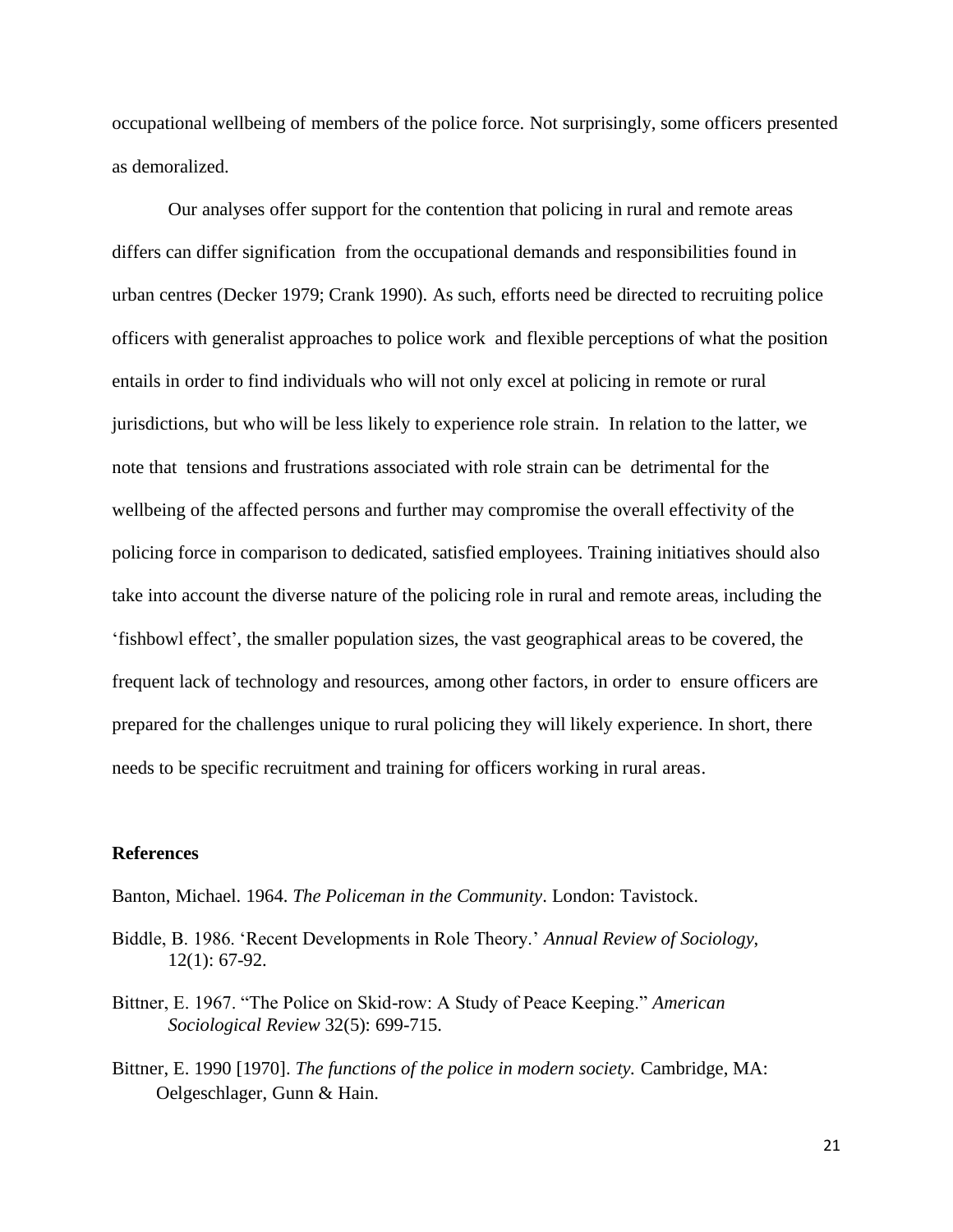occupational wellbeing of members of the police force. Not surprisingly, some officers presented as demoralized.

Our analyses offer support for the contention that policing in rural and remote areas differs can differ signification from the occupational demands and responsibilities found in urban centres (Decker 1979; Crank 1990). As such, efforts need be directed to recruiting police officers with generalist approaches to police work and flexible perceptions of what the position entails in order to find individuals who will not only excel at policing in remote or rural jurisdictions, but who will be less likely to experience role strain. In relation to the latter, we note that tensions and frustrations associated with role strain can be detrimental for the wellbeing of the affected persons and further may compromise the overall effectivity of the policing force in comparison to dedicated, satisfied employees. Training initiatives should also take into account the diverse nature of the policing role in rural and remote areas, including the 'fishbowl effect', the smaller population sizes, the vast geographical areas to be covered, the frequent lack of technology and resources, among other factors, in order to ensure officers are prepared for the challenges unique to rural policing they will likely experience. In short, there needs to be specific recruitment and training for officers working in rural areas.

## References

Banton, Michael. 1964. *The Policeman in the Community*. London: Tavistock.

Biddle, B. 1986. 'Recent Developments in Role Theory.' *Annual Review of Sociology*, 12(1): 67-92.

Bittner, E. 1967. "The Police on Skid-row: A Study of Peace Keeping." *American Sociological Review* 32(5): 699-715.

Bittner, E. 1990 [1970]. *The functions of the police in modern society.* Cambridge, MA: Oelgeschlager, Gunn & Hain.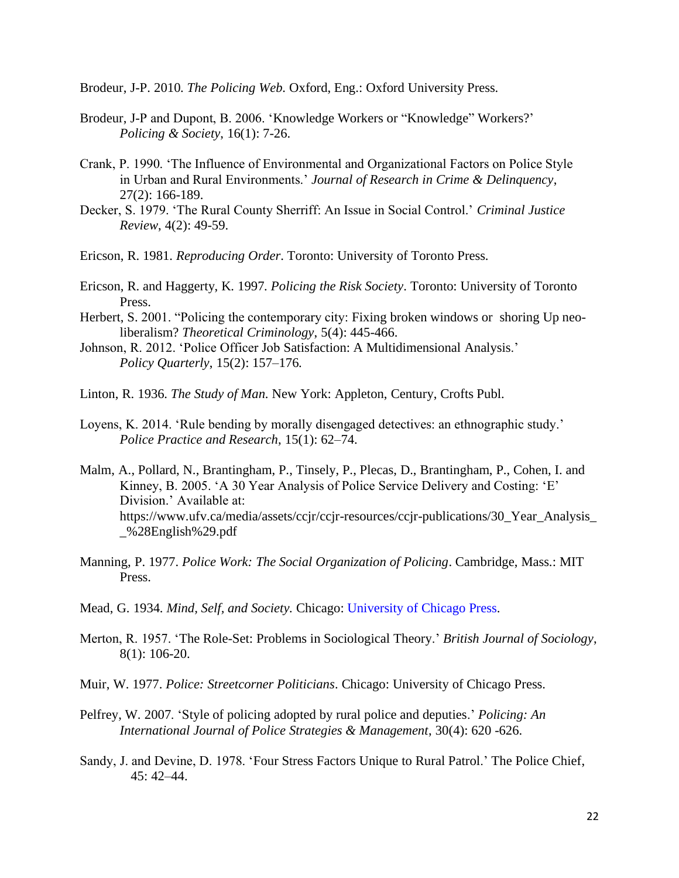Brodeur, J-P. 2010. *The Policing Web*. Oxford, Eng.: Oxford University Press.

Brodeur, J-P and Dupont, B. 2006. 'Knowledge Workers or "Knowledge" Workers?' *Policing & Society*, 16(1): 7-26.

Crank, P. 1990. 'The Influence of Environmental and Organizational Factors on Police Style in Urban and Rural Environments.' *Journal of Research in Crime & Delinquency*, 27(2): 166-189.

Decker, S. 1979. 'The Rural County Sherriff: An Issue in Social Control.' *Criminal Justice Review*, 4(2): 49-59.

Ericson, R. 1981. *Reproducing Order*. Toronto: University of Toronto Press.

Ericson, R. and Haggerty, K. 1997. *Policing the Risk Society*. Toronto: University of Toronto Press.

Herbert, S. 2001. "Policing the contemporary city: Fixing broken windows or shoring Up neo-liberalism? *Theoretical Criminology*, 5(4): 445-466.

Johnson, R. 2012. 'Police Officer Job Satisfaction: A Multidimensional Analysis.' *Policy Quarterly*, 15(2): 157–176.

Linton, R. 1936. *The Study of Man*. New York: Appleton, Century, Crofts Publ.

Loyens, K. 2014. 'Rule bending by morally disengaged detectives: an ethnographic study.' *Police Practice and Research*, 15(1): 62–74.

Malm, A., Pollard, N., Brantingham, P., Tinsely, P., Plecas, D., Brantingham, P., Cohen, I. and Kinney, B. 2005. 'A 30 Year Analysis of Police Service Delivery and Costing: 'E' Division.' Available at: https://www.ufv.ca/media/assets/ccjr/ccjr-resources/ccjr-publications/30_Year_Analysis__%28English%29.pdf

Manning, P. 1977. *Police Work: The Social Organization of Policing*. Cambridge, Mass.: MIT Press.

Mead, G. 1934. *Mind, Self, and Society.* Chicago: University of Chicago Press.

Merton, R. 1957. 'The Role-Set: Problems in Sociological Theory.' *British Journal of Sociology*, 8(1): 106-20.

Muir, W. 1977. *Police: Streetcorner Politicians*. Chicago: University of Chicago Press.

Pelfrey, W. 2007. 'Style of policing adopted by rural police and deputies.' *Policing: An International Journal of Police Strategies & Management*, 30(4): 620 -626.

Sandy, J. and Devine, D. 1978. 'Four Stress Factors Unique to Rural Patrol.' The Police Chief, 45: 42–44.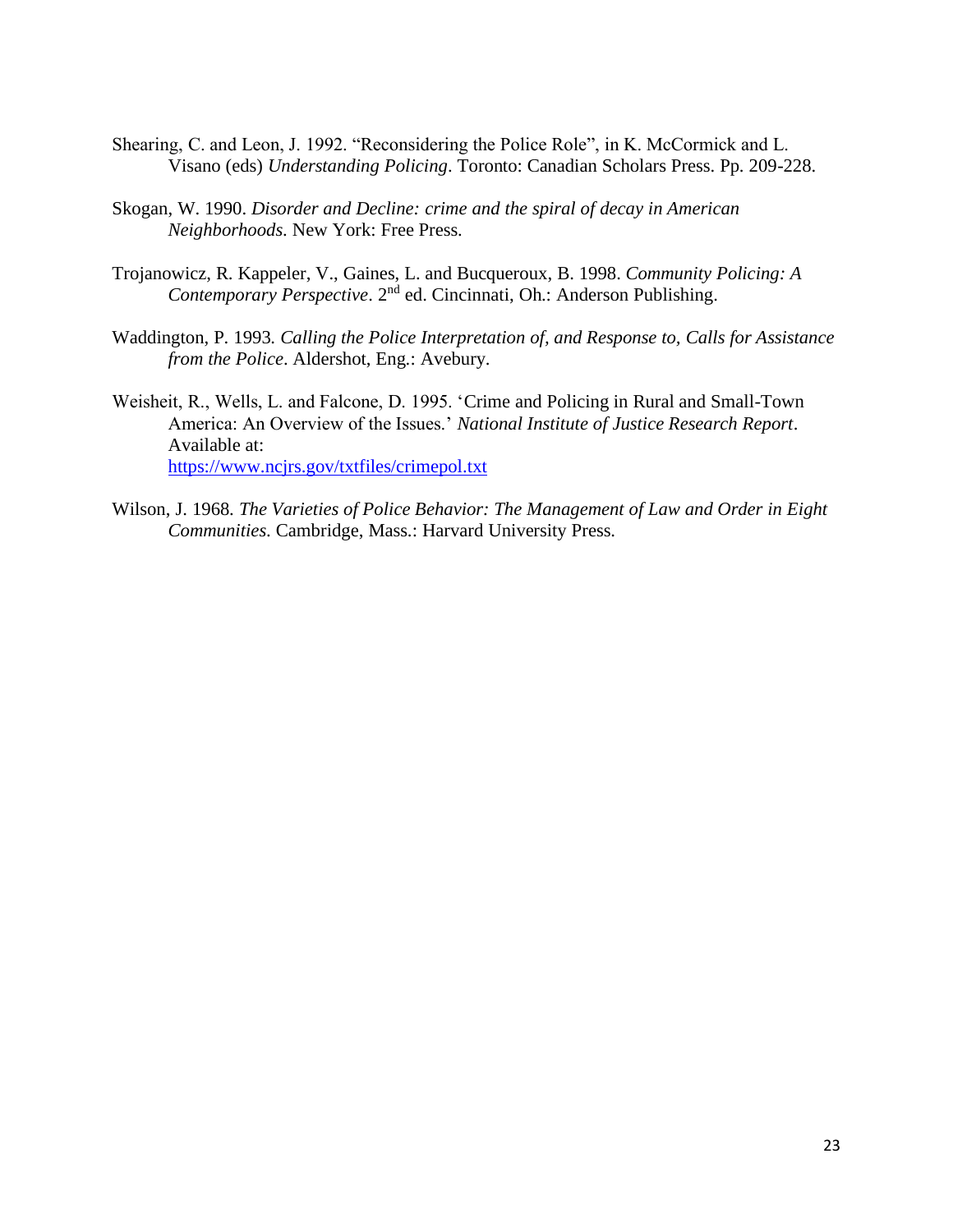Shearing, C. and Leon, J. 1992. "Reconsidering the Police Role", in K. McCormick and L. Visano (eds) *Understanding Policing*. Toronto: Canadian Scholars Press. Pp. 209-228.

Skogan, W. 1990. *Disorder and Decline: crime and the spiral of decay in American Neighborhoods*. New York: Free Press.

Trojanowicz, R. Kappeler, V., Gaines, L. and Bucqueroux, B. 1998. *Community Policing: A Contemporary Perspective*. 2nd ed. Cincinnati, Oh.: Anderson Publishing.

Waddington, P. 1993. *Calling the Police Interpretation of, and Response to, Calls for Assistance from the Police*. Aldershot, Eng.: Avebury.

Weisheit, R., Wells, L. and Falcone, D. 1995. 'Crime and Policing in Rural and Small-Town America: An Overview of the Issues.' *National Institute of Justice Research Report*. Available at: https://www.ncjrs.gov/txtfiles/crimepol.txt

Wilson, J. 1968. *The Varieties of Police Behavior: The Management of Law and Order in Eight Communities*. Cambridge, Mass.: Harvard University Press.